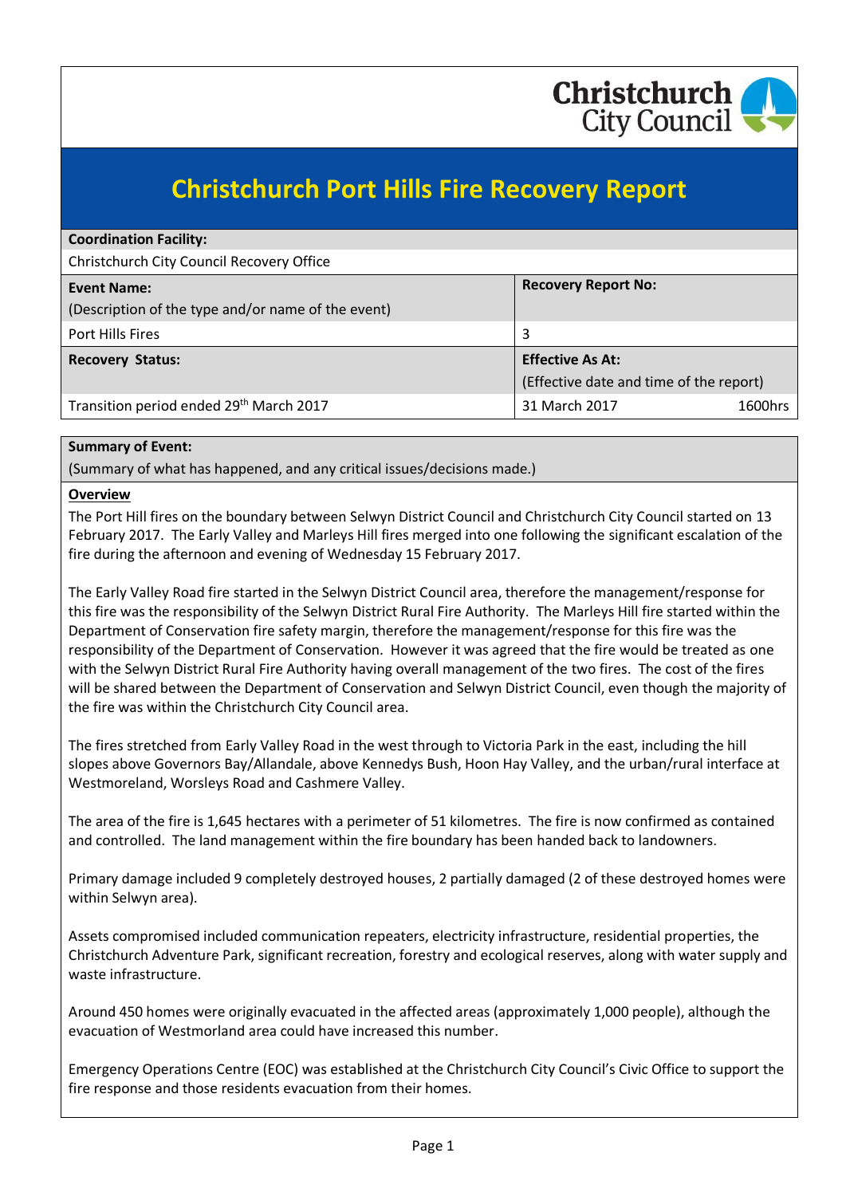# Christchurch Port Hills Fire Recovery Report

| **Coordination Facility:** | |
|---|---|
| Christchurch City Council Recovery Office | |
| **Event Name:**<br>(Description of the type and/or name of the event) | **Recovery Report No:** |
| Port Hills Fires | 3 |
| **Recovery Status:** | **Effective As At:**<br>(Effective date and time of the report) |
| Transition period ended 29th March 2017 | 31 March 2017 1600hrs |

**Summary of Event:**

(Summary of what has happened, and any critical issues/decisions made.)

**Overview**

The Port Hill fires on the boundary between Selwyn District Council and Christchurch City Council started on 13 February 2017. The Early Valley and Marleys Hill fires merged into one following the significant escalation of the fire during the afternoon and evening of Wednesday 15 February 2017.

The Early Valley Road fire started in the Selwyn District Council area, therefore the management/response for this fire was the responsibility of the Selwyn District Rural Fire Authority. The Marleys Hill fire started within the Department of Conservation fire safety margin, therefore the management/response for this fire was the responsibility of the Department of Conservation. However it was agreed that the fire would be treated as one with the Selwyn District Rural Fire Authority having overall management of the two fires. The cost of the fires will be shared between the Department of Conservation and Selwyn District Council, even though the majority of the fire was within the Christchurch City Council area.

The fires stretched from Early Valley Road in the west through to Victoria Park in the east, including the hill slopes above Governors Bay/Allandale, above Kennedys Bush, Hoon Hay Valley, and the urban/rural interface at Westmoreland, Worsleys Road and Cashmere Valley.

The area of the fire is 1,645 hectares with a perimeter of 51 kilometres. The fire is now confirmed as contained and controlled. The land management within the fire boundary has been handed back to landowners.

Primary damage included 9 completely destroyed houses, 2 partially damaged (2 of these destroyed homes were within Selwyn area).

Assets compromised included communication repeaters, electricity infrastructure, residential properties, the Christchurch Adventure Park, significant recreation, forestry and ecological reserves, along with water supply and waste infrastructure.

Around 450 homes were originally evacuated in the affected areas (approximately 1,000 people), although the evacuation of Westmorland area could have increased this number.

Emergency Operations Centre (EOC) was established at the Christchurch City Council's Civic Office to support the fire response and those residents evacuation from their homes.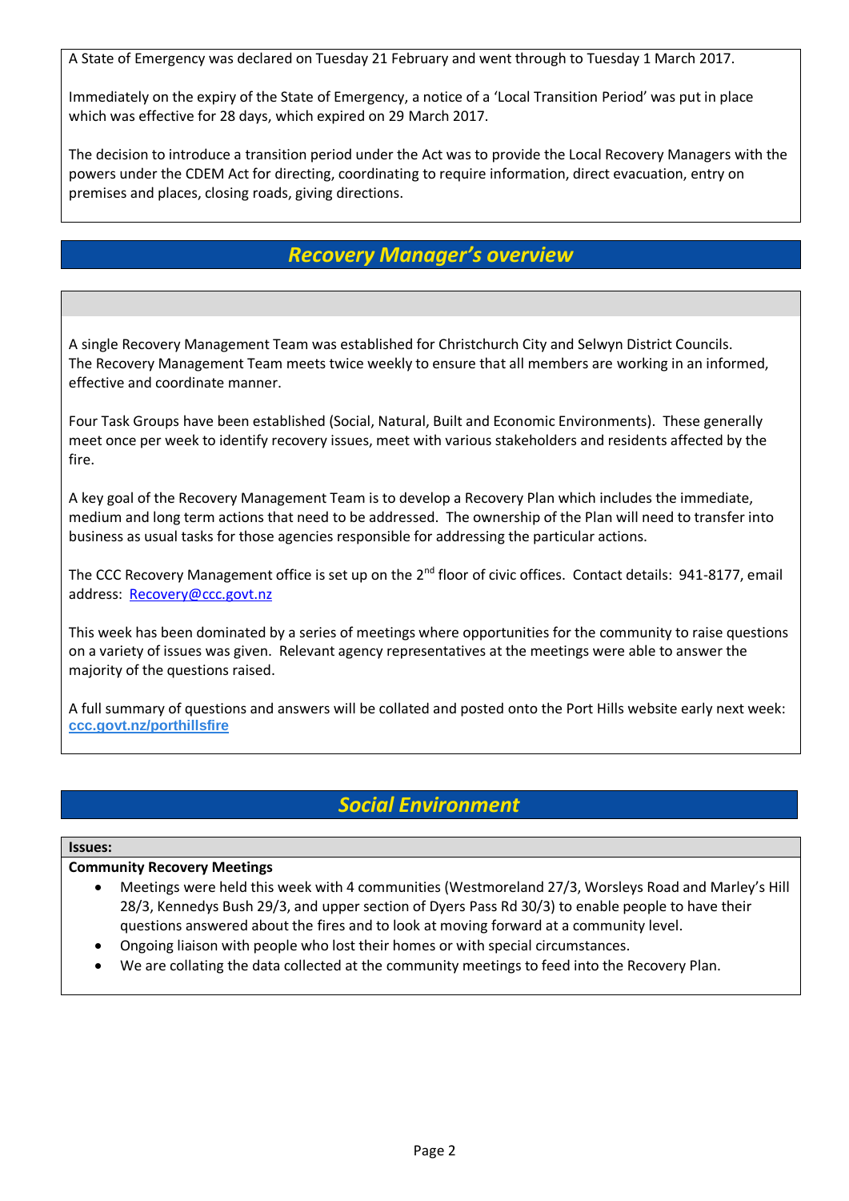A State of Emergency was declared on Tuesday 21 February and went through to Tuesday 1 March 2017.

Immediately on the expiry of the State of Emergency, a notice of a 'Local Transition Period' was put in place which was effective for 28 days, which expired on 29 March 2017.

The decision to introduce a transition period under the Act was to provide the Local Recovery Managers with the powers under the CDEM Act for directing, coordinating to require information, direct evacuation, entry on premises and places, closing roads, giving directions.

## *Recovery Manager's overview*

A single Recovery Management Team was established for Christchurch City and Selwyn District Councils. The Recovery Management Team meets twice weekly to ensure that all members are working in an informed, effective and coordinate manner.

Four Task Groups have been established (Social, Natural, Built and Economic Environments). These generally meet once per week to identify recovery issues, meet with various stakeholders and residents affected by the fire.

A key goal of the Recovery Management Team is to develop a Recovery Plan which includes the immediate, medium and long term actions that need to be addressed. The ownership of the Plan will need to transfer into business as usual tasks for those agencies responsible for addressing the particular actions.

The CCC Recovery Management office is set up on the 2nd floor of civic offices. Contact details: 941-8177, email address: Recovery@ccc.govt.nz

This week has been dominated by a series of meetings where opportunities for the community to raise questions on a variety of issues was given. Relevant agency representatives at the meetings were able to answer the majority of the questions raised.

A full summary of questions and answers will be collated and posted onto the Port Hills website early next week: **ccc.govt.nz/porthillsfire**

## *Social Environment*

**Issues:**

**Community Recovery Meetings**

- Meetings were held this week with 4 communities (Westmoreland 27/3, Worsleys Road and Marley's Hill 28/3, Kennedys Bush 29/3, and upper section of Dyers Pass Rd 30/3) to enable people to have their questions answered about the fires and to look at moving forward at a community level.
- Ongoing liaison with people who lost their homes or with special circumstances.
- We are collating the data collected at the community meetings to feed into the Recovery Plan.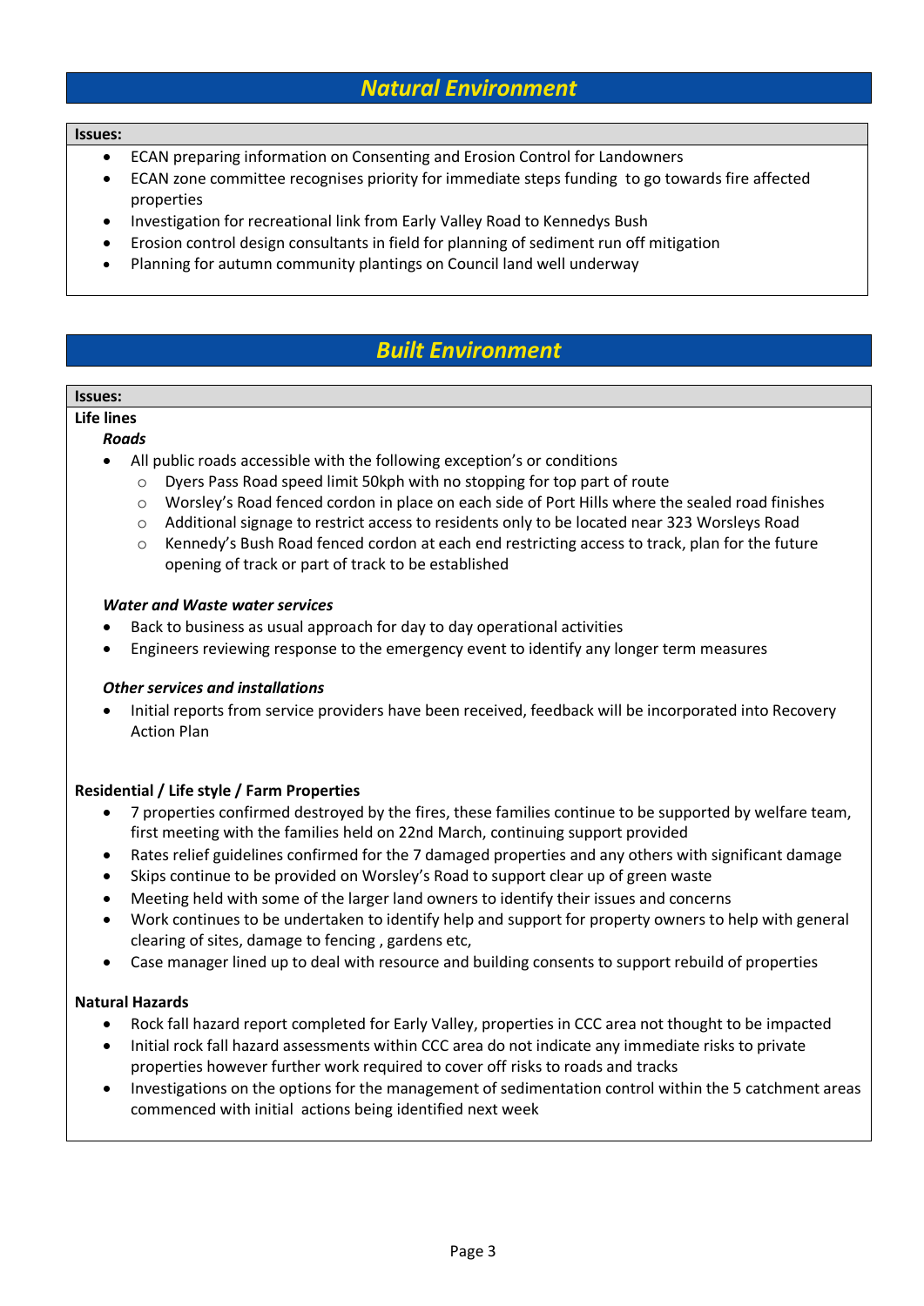## *Natural Environment*

**Issues:**

- ECAN preparing information on Consenting and Erosion Control for Landowners
- ECAN zone committee recognises priority for immediate steps funding to go towards fire affected properties
- Investigation for recreational link from Early Valley Road to Kennedys Bush
- Erosion control design consultants in field for planning of sediment run off mitigation
- Planning for autumn community plantings on Council land well underway

## *Built Environment*

**Issues:**

**Life lines**

***Roads***

- All public roads accessible with the following exception's or conditions
  - Dyers Pass Road speed limit 50kph with no stopping for top part of route
  - Worsley's Road fenced cordon in place on each side of Port Hills where the sealed road finishes
  - Additional signage to restrict access to residents only to be located near 323 Worsleys Road
  - Kennedy's Bush Road fenced cordon at each end restricting access to track, plan for the future opening of track or part of track to be established

***Water and Waste water services***

- Back to business as usual approach for day to day operational activities
- Engineers reviewing response to the emergency event to identify any longer term measures

***Other services and installations***

- Initial reports from service providers have been received, feedback will be incorporated into Recovery Action Plan

**Residential / Life style / Farm Properties**

- 7 properties confirmed destroyed by the fires, these families continue to be supported by welfare team, first meeting with the families held on 22nd March, continuing support provided
- Rates relief guidelines confirmed for the 7 damaged properties and any others with significant damage
- Skips continue to be provided on Worsley's Road to support clear up of green waste
- Meeting held with some of the larger land owners to identify their issues and concerns
- Work continues to be undertaken to identify help and support for property owners to help with general clearing of sites, damage to fencing , gardens etc,
- Case manager lined up to deal with resource and building consents to support rebuild of properties

**Natural Hazards**

- Rock fall hazard report completed for Early Valley, properties in CCC area not thought to be impacted
- Initial rock fall hazard assessments within CCC area do not indicate any immediate risks to private properties however further work required to cover off risks to roads and tracks
- Investigations on the options for the management of sedimentation control within the 5 catchment areas commenced with initial actions being identified next week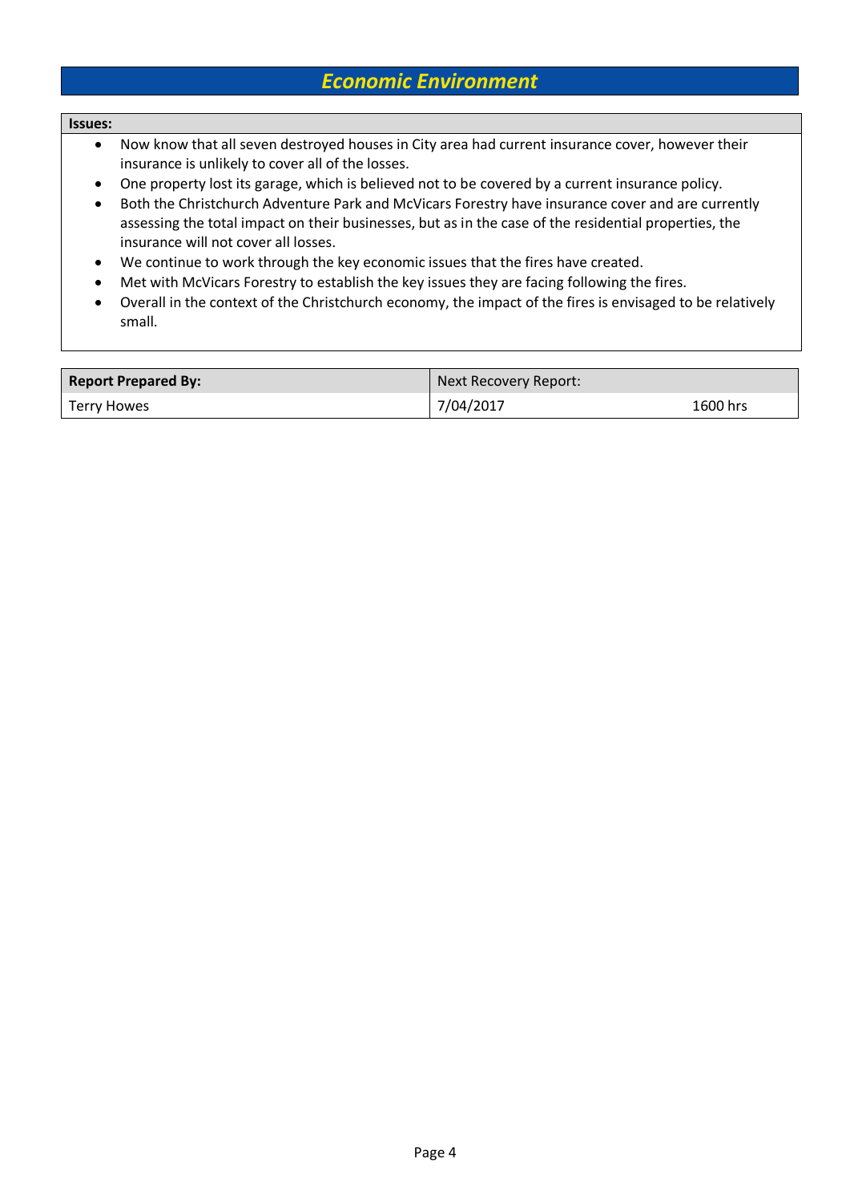## *Economic Environment*

**Issues:**

- Now know that all seven destroyed houses in City area had current insurance cover, however their insurance is unlikely to cover all of the losses.
- One property lost its garage, which is believed not to be covered by a current insurance policy.
- Both the Christchurch Adventure Park and McVicars Forestry have insurance cover and are currently assessing the total impact on their businesses, but as in the case of the residential properties, the insurance will not cover all losses.
- We continue to work through the key economic issues that the fires have created.
- Met with McVicars Forestry to establish the key issues they are facing following the fires.
- Overall in the context of the Christchurch economy, the impact of the fires is envisaged to be relatively small.

| **Report Prepared By:** | Next Recovery Report: | |
|---|---|---|
| Terry Howes | 7/04/2017 | 1600 hrs |